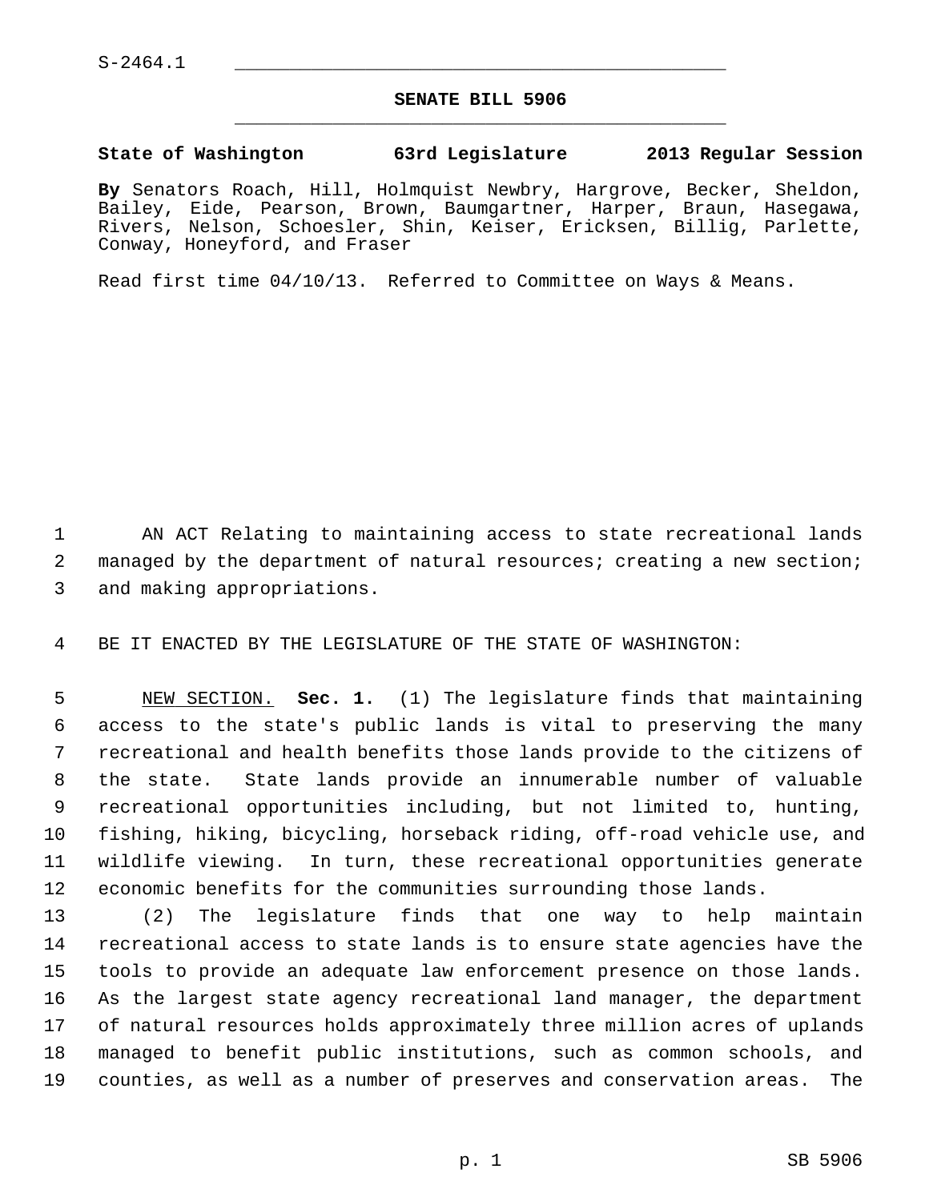S-2464.1

# SENATE BILL 5906

**State of Washington 63rd Legislature 2013 Regular Session**

**By** Senators Roach, Hill, Holmquist Newbry, Hargrove, Becker, Sheldon, Bailey, Eide, Pearson, Brown, Baumgartner, Harper, Braun, Hasegawa, Rivers, Nelson, Schoesler, Shin, Keiser, Ericksen, Billig, Parlette, Conway, Honeyford, and Fraser

Read first time 04/10/13. Referred to Committee on Ways & Means.

AN ACT Relating to maintaining access to state recreational lands managed by the department of natural resources; creating a new section; and making appropriations.

BE IT ENACTED BY THE LEGISLATURE OF THE STATE OF WASHINGTON:

NEW SECTION. **Sec. 1.** (1) The legislature finds that maintaining access to the state's public lands is vital to preserving the many recreational and health benefits those lands provide to the citizens of the state. State lands provide an innumerable number of valuable recreational opportunities including, but not limited to, hunting, fishing, hiking, bicycling, horseback riding, off-road vehicle use, and wildlife viewing. In turn, these recreational opportunities generate economic benefits for the communities surrounding those lands.

(2) The legislature finds that one way to help maintain recreational access to state lands is to ensure state agencies have the tools to provide an adequate law enforcement presence on those lands. As the largest state agency recreational land manager, the department of natural resources holds approximately three million acres of uplands managed to benefit public institutions, such as common schools, and counties, as well as a number of preserves and conservation areas. The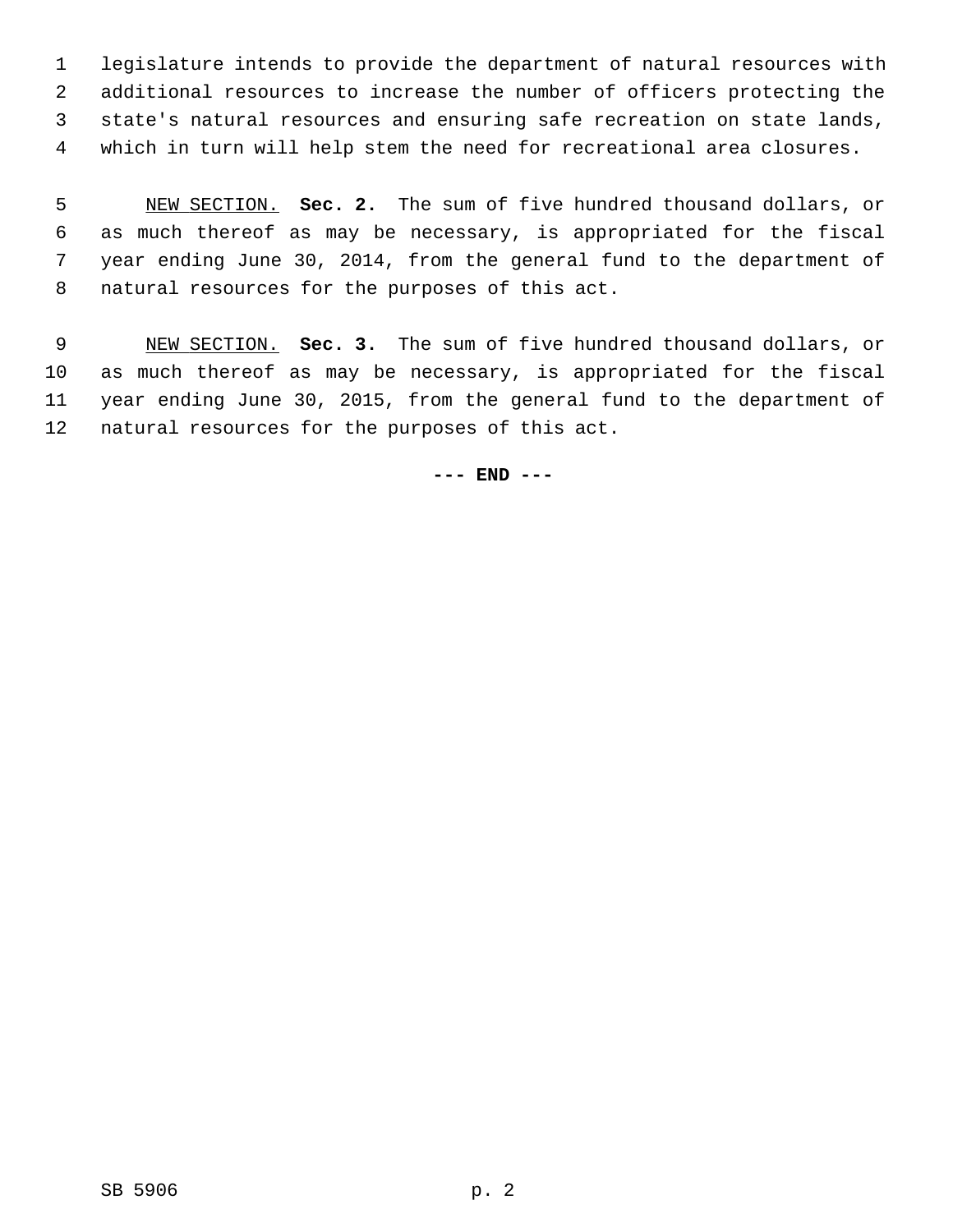legislature intends to provide the department of natural resources with additional resources to increase the number of officers protecting the state's natural resources and ensuring safe recreation on state lands, which in turn will help stem the need for recreational area closures.

NEW SECTION. **Sec. 2.** The sum of five hundred thousand dollars, or as much thereof as may be necessary, is appropriated for the fiscal year ending June 30, 2014, from the general fund to the department of natural resources for the purposes of this act.

NEW SECTION. **Sec. 3.** The sum of five hundred thousand dollars, or as much thereof as may be necessary, is appropriated for the fiscal year ending June 30, 2015, from the general fund to the department of natural resources for the purposes of this act.

**--- END ---**